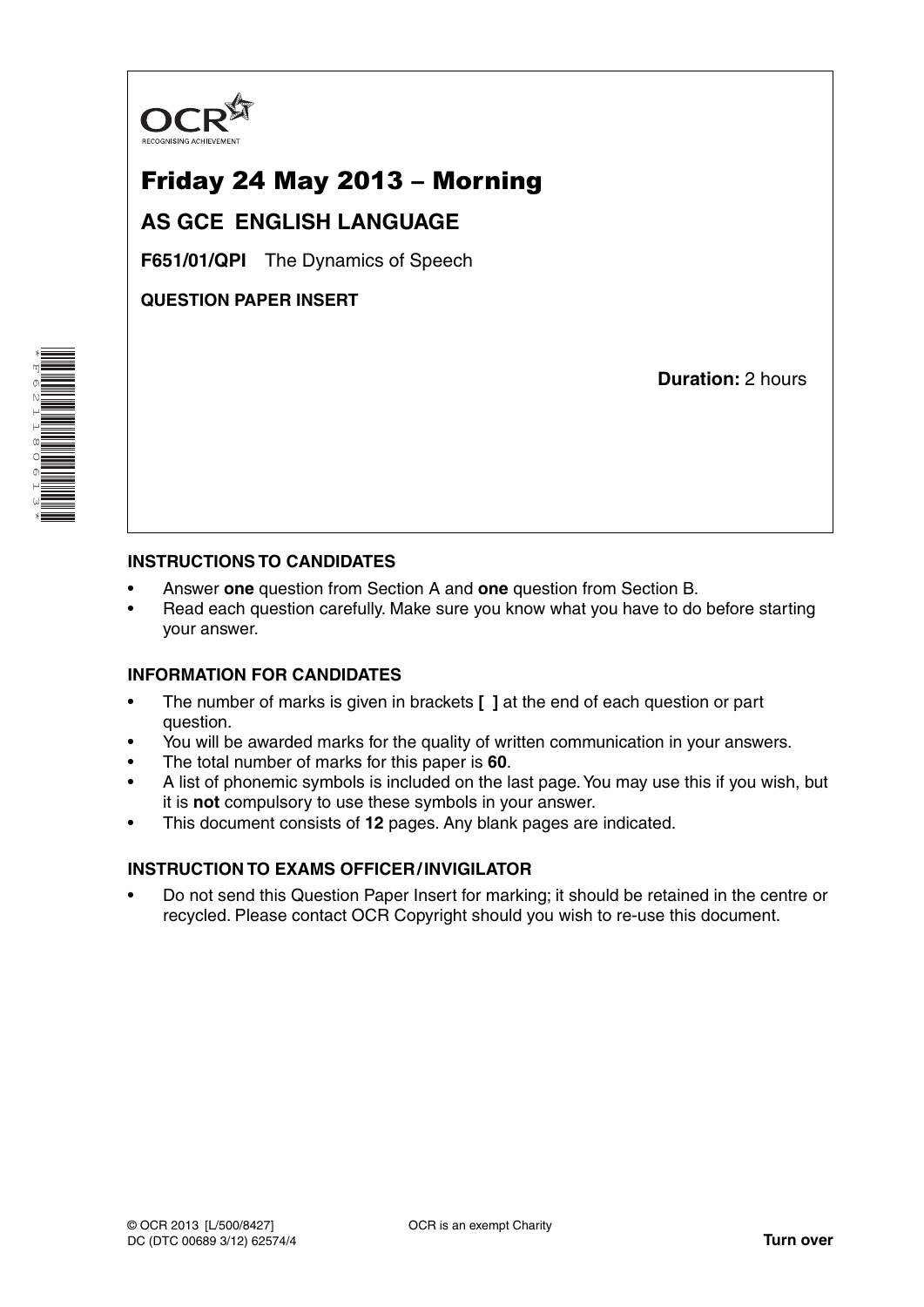OCR
RECOGNISING ACHIEVEMENT

# Friday 24 May 2013 – Morning

## AS GCE ENGLISH LANGUAGE

**F651/01/QPI** The Dynamics of Speech

**QUESTION PAPER INSERT**

**Duration:** 2 hours

### INSTRUCTIONS TO CANDIDATES

- Answer **one** question from Section A and **one** question from Section B.
- Read each question carefully. Make sure you know what you have to do before starting your answer.

### INFORMATION FOR CANDIDATES

- The number of marks is given in brackets **[ ]** at the end of each question or part question.
- You will be awarded marks for the quality of written communication in your answers.
- The total number of marks for this paper is **60**.
- A list of phonemic symbols is included on the last page. You may use this if you wish, but it is **not** compulsory to use these symbols in your answer.
- This document consists of **12** pages. Any blank pages are indicated.

### INSTRUCTION TO EXAMS OFFICER / INVIGILATOR

- Do not send this Question Paper Insert for marking; it should be retained in the centre or recycled. Please contact OCR Copyright should you wish to re-use this document.

© OCR 2013 [L/500/8427]
DC (DTC 00689 3/12) 62574/4

OCR is an exempt Charity

**Turn over**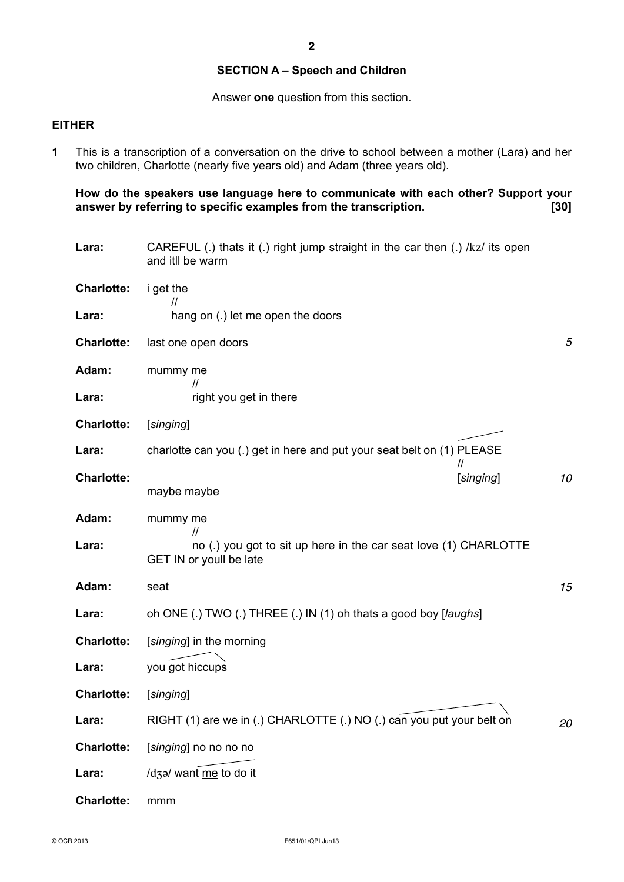## SECTION A – Speech and Children

Answer **one** question from this section.

**EITHER**

**1** This is a transcription of a conversation on the drive to school between a mother (Lara) and her two children, Charlotte (nearly five years old) and Adam (three years old).

**How do the speakers use language here to communicate with each other? Support your answer by referring to specific examples from the transcription. [30]**

| Speaker | Utterance | Line |
|---|---|---|
| **Lara:** | CAREFUL (.) thats it (.) right jump straight in the car then (.) /kz/ its open and itll be warm | |
| **Charlotte:** | i get the // | |
| **Lara:** | hang on (.) let me open the doors | |
| **Charlotte:** | last one open doors | *5* |
| **Adam:** | mummy me // | |
| **Lara:** | right you get in there | |
| **Charlotte:** | [*singing*] | |
| **Lara:** | charlotte can you (.) get in here and put your seat belt on (1) PLEASE // | |
| **Charlotte:** | [*singing*] maybe maybe | *10* |
| **Adam:** | mummy me // | |
| **Lara:** | no (.) you got to sit up here in the car seat love (1) CHARLOTTE GET IN or youll be late | |
| **Adam:** | seat | *15* |
| **Lara:** | oh ONE (.) TWO (.) THREE (.) IN (1) oh thats a good boy [*laughs*] | |
| **Charlotte:** | [*singing*] in the morning | |
| **Lara:** | you got hiccups | |
| **Charlotte:** | [*singing*] | |
| **Lara:** | RIGHT (1) are we in (.) CHARLOTTE (.) NO (.) can you put your belt on | *20* |
| **Charlotte:** | [*singing*] no no no no | |
| **Lara:** | /dʒə/ want <u>me</u> to do it | |
| **Charlotte:** | mmm | |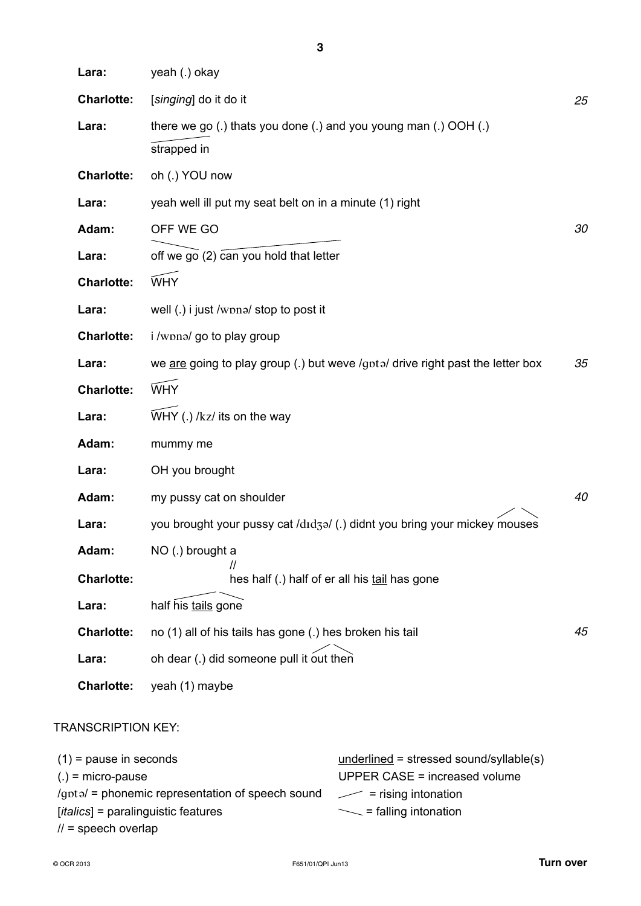| | | |
|---|---|---|
| **Lara:** | yeah (.) okay | |
| **Charlotte:** | [*singing*] do it do it | *25* |
| **Lara:** | there we go (.) thats you done (.) and you young man (.) OOH (.) strapped in | |
| **Charlotte:** | oh (.) YOU now | |
| **Lara:** | yeah well ill put my seat belt on in a minute (1) right | |
| **Adam:** | OFF WE GO | *30* |
| **Lara:** | off we go (2) can you hold that letter | |
| **Charlotte:** | WHY | |
| **Lara:** | well (.) i just /wɒnə/ stop to post it | |
| **Charlotte:** | i /wɒnə/ go to play group | |
| **Lara:** | we <u>are</u> going to play group (.) but weve /gɒtə/ drive right past the letter box | *35* |
| **Charlotte:** | WHY | |
| **Lara:** | WHY (.) /kz/ its on the way | |
| **Adam:** | mummy me | |
| **Lara:** | OH you brought | |
| **Adam:** | my pussy cat on shoulder | *40* |
| **Lara:** | you brought your pussy cat /dɪdʒə/ (.) didnt you bring your mickey mouses | |
| **Adam:** | NO (.) brought a // | |
| **Charlotte:** | hes half (.) half of er all his <u>tail</u> has gone | |
| **Lara:** | half his <u>tails</u> gone | |
| **Charlotte:** | no (1) all of his tails has gone (.) hes broken his tail | *45* |
| **Lara:** | oh dear (.) did someone pull it out then | |
| **Charlotte:** | yeah (1) maybe | |

TRANSCRIPTION KEY:

(1) = pause in seconds
(.) = micro-pause
/gɒtə/ = phonemic representation of speech sound
[*italics*] = paralinguistic features
// = speech overlap
<u>underlined</u> = stressed sound/syllable(s)
UPPER CASE = increased volume
╱ = rising intonation
╲ = falling intonation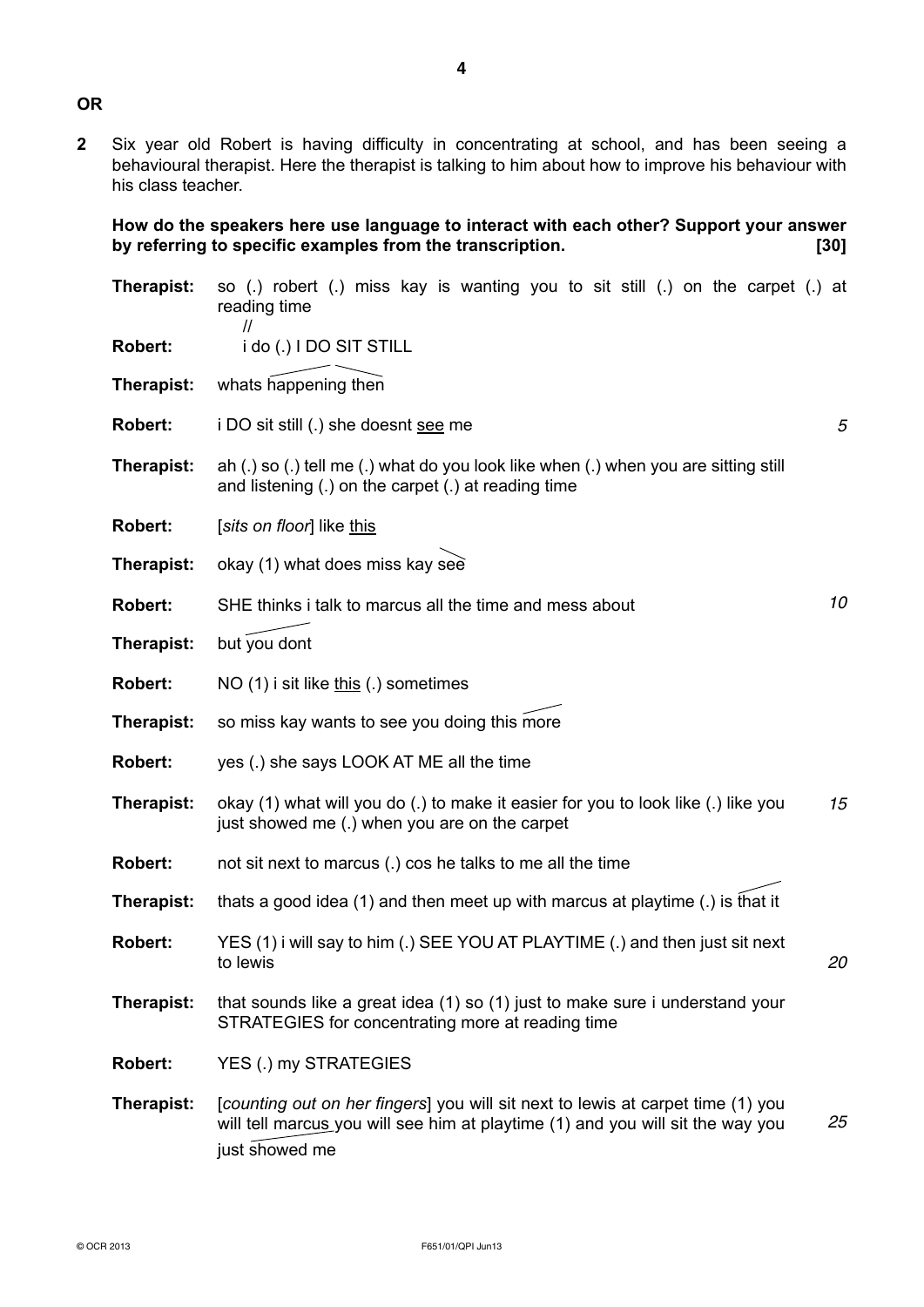**OR**

**2** Six year old Robert is having difficulty in concentrating at school, and has been seeing a behavioural therapist. Here the therapist is talking to him about how to improve his behaviour with his class teacher.

**How do the speakers here use language to interact with each other? Support your answer by referring to specific examples from the transcription. [30]**

| | | |
|---|---|---|
| **Therapist:** | so (.) robert (.) miss kay is wanting you to sit still (.) on the carpet (.) at reading time // | |
| **Robert:** | i do (.) I DO SIT STILL | |
| **Therapist:** | whats happening then | |
| **Robert:** | i DO sit still (.) she doesnt <u>see</u> me | *5* |
| **Therapist:** | ah (.) so (.) tell me (.) what do you look like when (.) when you are sitting still and listening (.) on the carpet (.) at reading time | |
| **Robert:** | [*sits on floor*] like <u>this</u> | |
| **Therapist:** | okay (1) what does miss kay see | |
| **Robert:** | SHE thinks i talk to marcus all the time and mess about | *10* |
| **Therapist:** | but you dont | |
| **Robert:** | NO (1) i sit like <u>this</u> (.) sometimes | |
| **Therapist:** | so miss kay wants to see you doing this more | |
| **Robert:** | yes (.) she says LOOK AT ME all the time | |
| **Therapist:** | okay (1) what will you do (.) to make it easier for you to look like (.) like you just showed me (.) when you are on the carpet | *15* |
| **Robert:** | not sit next to marcus (.) cos he talks to me all the time | |
| **Therapist:** | thats a good idea (1) and then meet up with marcus at playtime (.) is that it | |
| **Robert:** | YES (1) i will say to him (.) SEE YOU AT PLAYTIME (.) and then just sit next to lewis | *20* |
| **Therapist:** | that sounds like a great idea (1) so (1) just to make sure i understand your STRATEGIES for concentrating more at reading time | |
| **Robert:** | YES (.) my STRATEGIES | |
| **Therapist:** | [*counting out on her fingers*] you will sit next to lewis at carpet time (1) you will tell <u>marcus</u> you will see him at playtime (1) and you will sit the way you just showed me | *25* |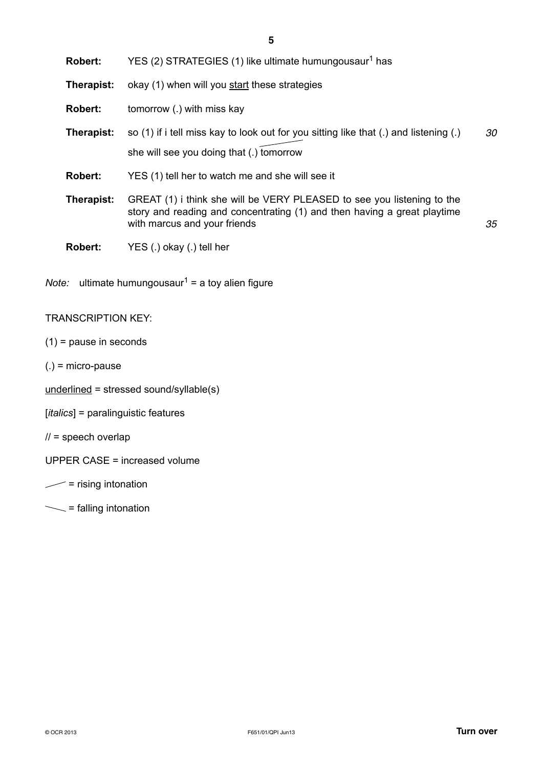| | | |
|---|---|---|
| **Robert:** | YES (2) STRATEGIES (1) like ultimate humungousaur[1] has | |
| **Therapist:** | okay (1) when will you <u>start</u> these strategies | |
| **Robert:** | tomorrow (.) with miss kay | |
| **Therapist:** | so (1) if i tell miss kay to look out for you sitting like that (.) and listening (.) she will see you doing that (.) tomorrow | *30* |
| **Robert:** | YES (1) tell her to watch me and she will see it | |
| **Therapist:** | GREAT (1) i think she will be VERY PLEASED to see you listening to the story and reading and concentrating (1) and then having a great playtime with marcus and your friends | *35* |
| **Robert:** | YES (.) okay (.) tell her | |

*Note:* ultimate humungousaur[1] = a toy alien figure

TRANSCRIPTION KEY:

(1) = pause in seconds

(.) = micro-pause

<u>underlined</u> = stressed sound/syllable(s)

[*italics*] = paralinguistic features

// = speech overlap

UPPER CASE = increased volume

↗ = rising intonation

↘ = falling intonation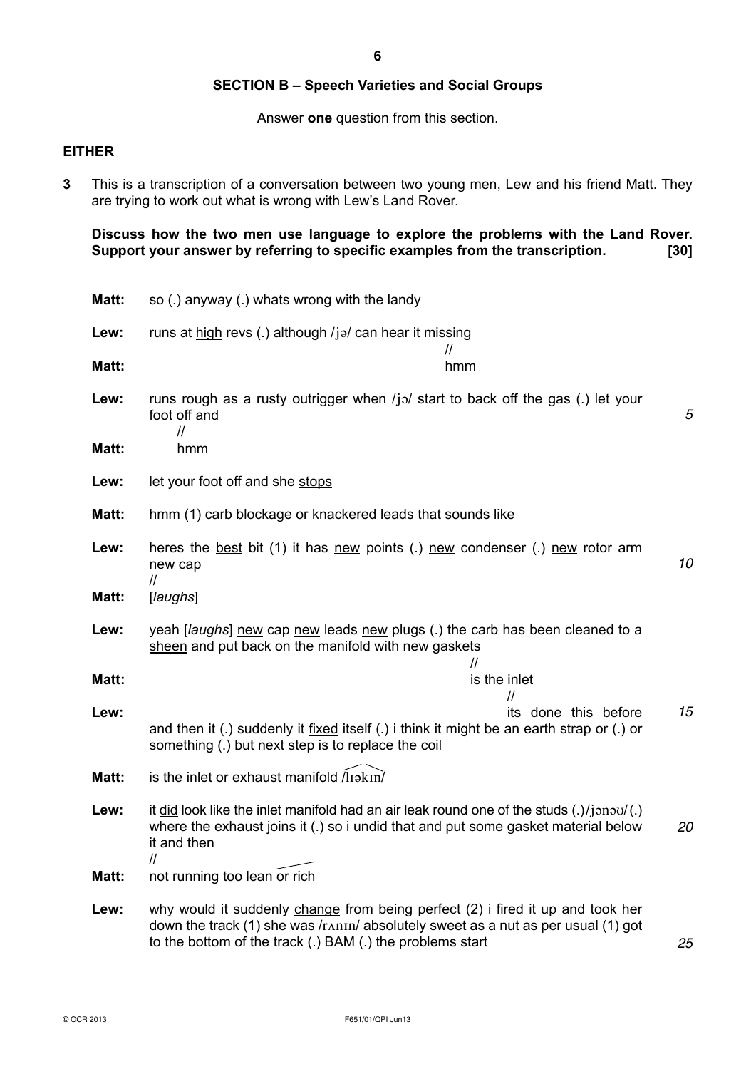## SECTION B – Speech Varieties and Social Groups

Answer **one** question from this section.

**EITHER**

**3** This is a transcription of a conversation between two young men, Lew and his friend Matt. They are trying to work out what is wrong with Lew's Land Rover.

**Discuss how the two men use language to explore the problems with the Land Rover. Support your answer by referring to specific examples from the transcription. [30]**

**Matt:** so (.) anyway (.) whats wrong with the landy

**Lew:** runs at <u>high</u> revs (.) although /jə/ can hear it missing //

**Matt:** hmm

**Lew:** runs rough as a rusty outrigger when /jə/ start to back off the gas (.) let your foot off and // *(5)*

**Matt:** hmm

**Lew:** let your foot off and she <u>stops</u>

**Matt:** hmm (1) carb blockage or knackered leads that sounds like

**Lew:** heres the <u>best</u> bit (1) it has <u>new</u> points (.) <u>new</u> condenser (.) <u>new</u> rotor arm new cap // *(10)*

**Matt:** [*laughs*]

**Lew:** yeah [*laughs*] <u>new</u> cap <u>new</u> leads <u>new</u> plugs (.) the carb has been cleaned to a <u>sheen</u> and put back on the manifold with new gaskets //

**Matt:** is the inlet //

**Lew:** its done this before and then it (.) suddenly it <u>fixed</u> itself (.) i think it might be an earth strap or (.) or something (.) but next step is to replace the coil *(15)*

**Matt:** is the inlet or exhaust manifold /lɪəkɪn/

**Lew:** it <u>did</u> look like the inlet manifold had an air leak round one of the studs (.)/jənəʊ/(.) where the exhaust joins it (.) so i undid that and put some gasket material below it and then // *(20)*

**Matt:** not running too lean or rich

**Lew:** why would it suddenly <u>change</u> from being perfect (2) i fired it up and took her down the track (1) she was /rʌnɪn/ absolutely sweet as a nut as per usual (1) got to the bottom of the track (.) BAM (.) the problems start *(25)*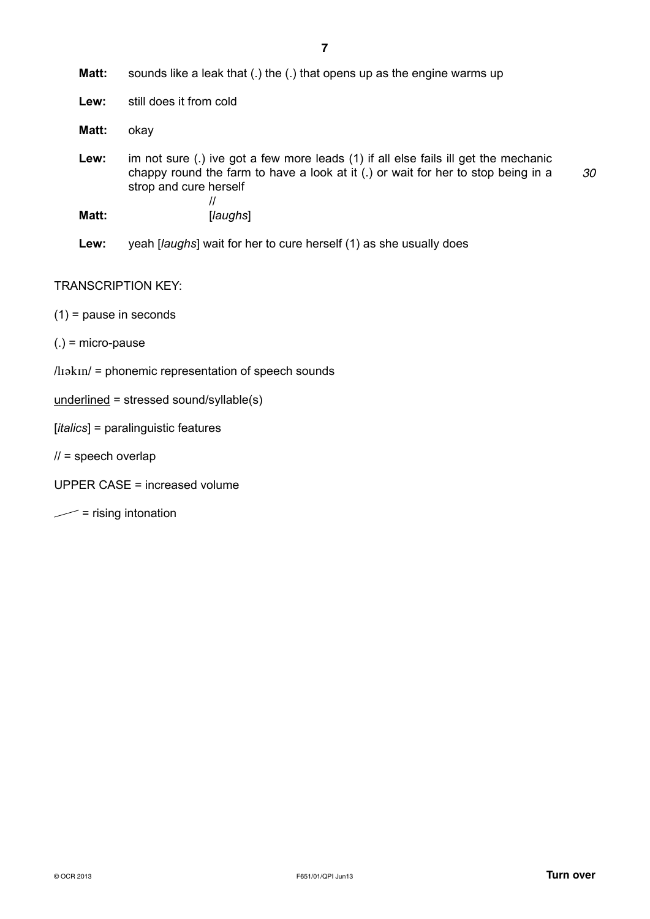**Matt:** sounds like a leak that (.) the (.) that opens up as the engine warms up

**Lew:** still does it from cold

**Matt:** okay

**Lew:** im not sure (.) ive got a few more leads (1) if all else fails ill get the mechanic chappy round the farm to have a look at it (.) or wait for her to stop being in a strop and cure herself *30*

//

**Matt:** [*laughs*]

**Lew:** yeah [*laughs*] wait for her to cure herself (1) as she usually does

TRANSCRIPTION KEY:

(1) = pause in seconds

(.) = micro-pause

/lɪəkɪn/ = phonemic representation of speech sounds

underlined = stressed sound/syllable(s)

[*italics*] = paralinguistic features

// = speech overlap

UPPER CASE = increased volume

↗ = rising intonation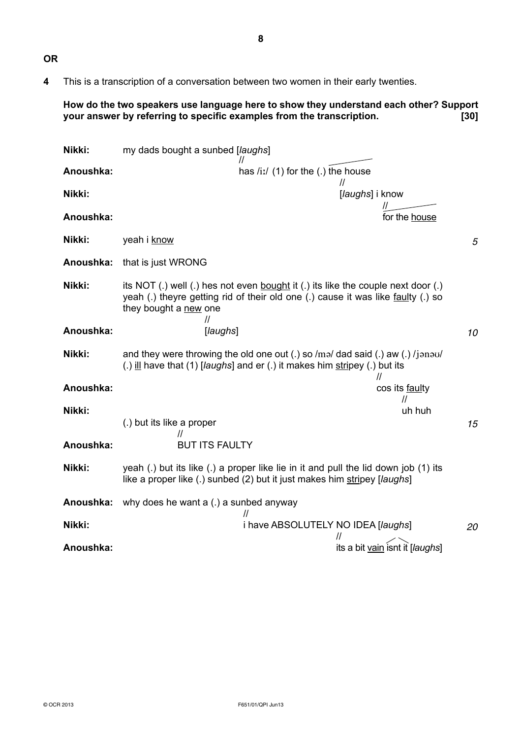**OR**

**4** This is a transcription of a conversation between two women in their early twenties.

**How do the two speakers use language here to show they understand each other? Support your answer by referring to specific examples from the transcription. [30]**

| | | |
|---|---|---|
| **Nikki:** | my dads bought a sunbed [*laughs*] // | |
| **Anoushka:** | has /iː/ (1) for the (.) the house // | |
| **Nikki:** | [*laughs*] i know // | |
| **Anoushka:** | for the <u>house</u> | |
| **Nikki:** | yeah i <u>know</u> | *5* |
| **Anoushka:** | that is just WRONG | |
| **Nikki:** | its NOT (.) well (.) hes not even <u>bought</u> it (.) its like the couple next door (.) yeah (.) theyre getting rid of their old one (.) cause it was like <u>faul</u>ty (.) so they bought a <u>new</u> one // | |
| **Anoushka:** | [*laughs*] | *10* |
| **Nikki:** | and they were throwing the old one out (.) so /mə/ dad said (.) aw (.) /jənəʊ/ (.) <u>ill</u> have that (1) [*laughs*] and er (.) it makes him <u>strip</u>ey (.) but its // | |
| **Anoushka:** | cos its <u>faul</u>ty // | |
| **Nikki:** | uh huh (.) but its like a proper // | *15* |
| **Anoushka:** | BUT ITS FAULTY | |
| **Nikki:** | yeah (.) but its like (.) a proper like lie in it and pull the lid down job (1) its like a proper like (.) sunbed (2) but it just makes him <u>strip</u>ey [*laughs*] | |
| **Anoushka:** | why does he want a (.) a sunbed anyway // | |
| **Nikki:** | i have ABSOLUTELY NO IDEA [*laughs*] // | *20* |
| **Anoushka:** | its a bit <u>vain</u> isnt it [*laughs*] | |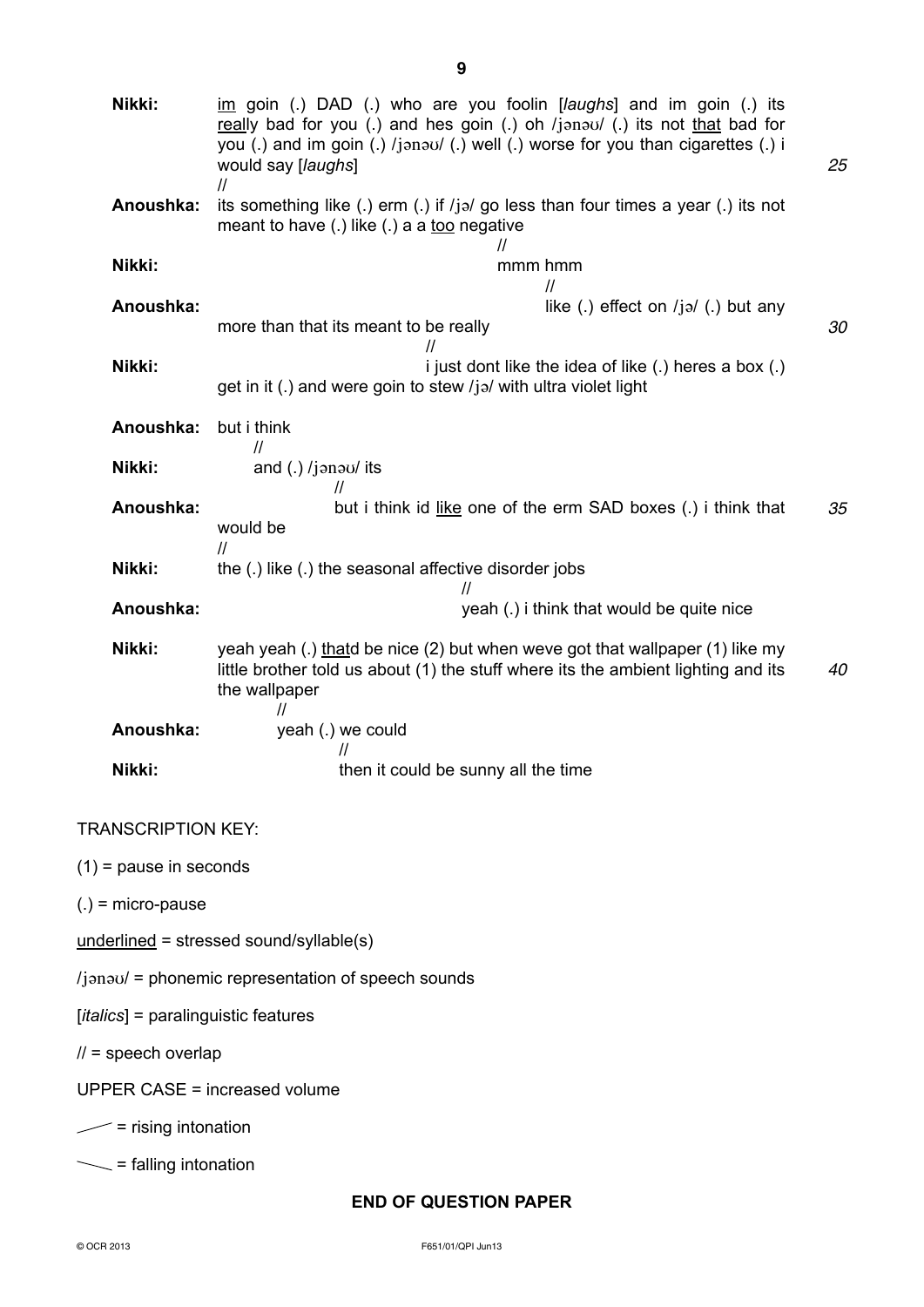**Nikki:** im goin (.) DAD (.) who are you foolin [*laughs*] and im goin (.) its really bad for you (.) and hes goin (.) oh /jənəʊ/ (.) its not that bad for you (.) and im goin (.) /jənəʊ/ (.) well (.) worse for you than cigarettes (.) i would say [*laughs*] *25*
//

**Anoushka:** its something like (.) erm (.) if /jə/ go less than four times a year (.) its not meant to have (.) like (.) a a too negative
//

**Nikki:** mmm hmm
//

**Anoushka:** like (.) effect on /jə/ (.) but any more than that its meant to be really *30*
//

**Nikki:** i just dont like the idea of like (.) heres a box (.) get in it (.) and were goin to stew /jə/ with ultra violet light

**Anoushka:** but i think
//

**Nikki:** and (.) /jənəʊ/ its
//

**Anoushka:** but i think id like one of the erm SAD boxes (.) i think that would be *35*
//

**Nikki:** the (.) like (.) the seasonal affective disorder jobs
//

**Anoushka:** yeah (.) i think that would be quite nice

**Nikki:** yeah yeah (.) thatd be nice (2) but when weve got that wallpaper (1) like my little brother told us about (1) the stuff where its the ambient lighting and its the wallpaper *40*
//

**Anoushka:** yeah (.) we could
//

**Nikki:** then it could be sunny all the time

TRANSCRIPTION KEY:

(1) = pause in seconds

(.) = micro-pause

underlined = stressed sound/syllable(s)

/jənəʊ/ = phonemic representation of speech sounds

[*italics*] = paralinguistic features

// = speech overlap

UPPER CASE = increased volume

↗ = rising intonation

↘ = falling intonation

**END OF QUESTION PAPER**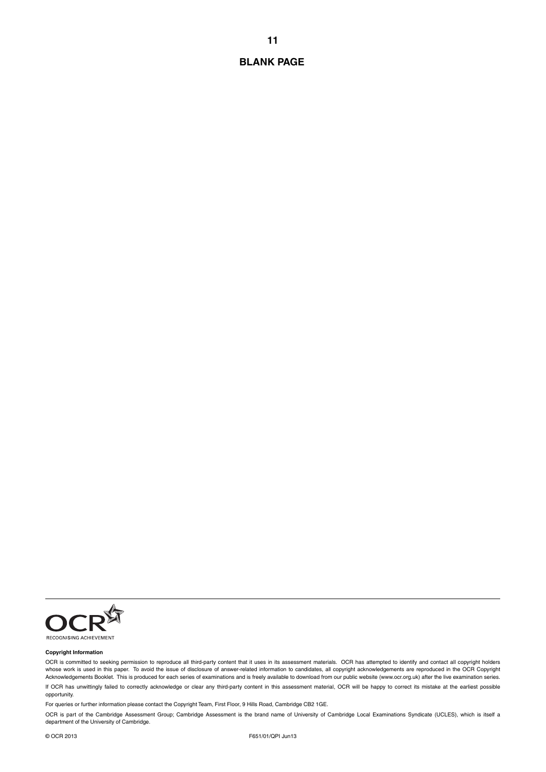**BLANK PAGE**

**Copyright Information**

OCR is committed to seeking permission to reproduce all third-party content that it uses in its assessment materials. OCR has attempted to identify and contact all copyright holders whose work is used in this paper. To avoid the issue of disclosure of answer-related information to candidates, all copyright acknowledgements are reproduced in the OCR Copyright Acknowledgements Booklet. This is produced for each series of examinations and is freely available to download from our public website (www.ocr.org.uk) after the live examination series.

If OCR has unwittingly failed to correctly acknowledge or clear any third-party content in this assessment material, OCR will be happy to correct its mistake at the earliest possible opportunity.

For queries or further information please contact the Copyright Team, First Floor, 9 Hills Road, Cambridge CB2 1GE.

OCR is part of the Cambridge Assessment Group; Cambridge Assessment is the brand name of University of Cambridge Local Examinations Syndicate (UCLES), which is itself a department of the University of Cambridge.

© OCR 2013 F651/01/QPI Jun13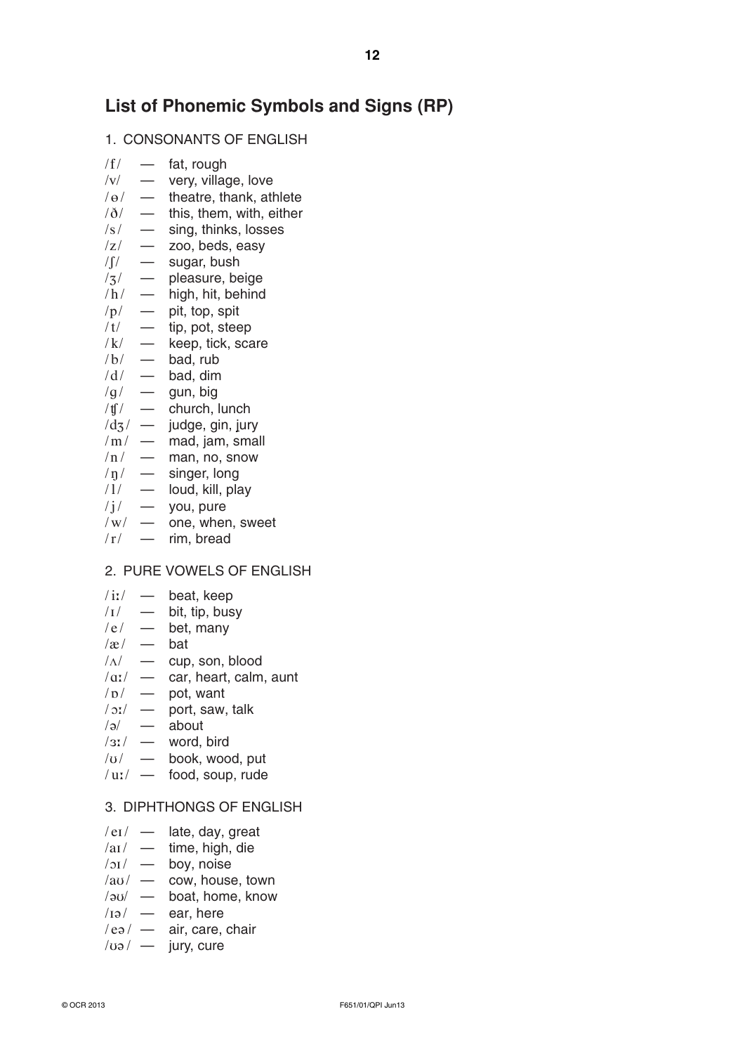## List of Phonemic Symbols and Signs (RP)

1. CONSONANTS OF ENGLISH

/f/ — fat, rough
/v/ — very, village, love
/θ/ — theatre, thank, athlete
/ð/ — this, them, with, either
/s/ — sing, thinks, losses
/z/ — zoo, beds, easy
/ʃ/ — sugar, bush
/ʒ/ — pleasure, beige
/h/ — high, hit, behind
/p/ — pit, top, spit
/t/ — tip, pot, steep
/k/ — keep, tick, scare
/b/ — bad, rub
/d/ — bad, dim
/g/ — gun, big
/ʧ/ — church, lunch
/dʒ/ — judge, gin, jury
/m/ — mad, jam, small
/n/ — man, no, snow
/ŋ/ — singer, long
/l/ — loud, kill, play
/j/ — you, pure
/w/ — one, when, sweet
/r/ — rim, bread

2. PURE VOWELS OF ENGLISH

/iː/ — beat, keep
/ɪ/ — bit, tip, busy
/e/ — bet, many
/æ/ — bat
/ʌ/ — cup, son, blood
/ɑː/ — car, heart, calm, aunt
/ɒ/ — pot, want
/ɔː/ — port, saw, talk
/ə/ — about
/ɜː/ — word, bird
/ʊ/ — book, wood, put
/uː/ — food, soup, rude

3. DIPHTHONGS OF ENGLISH

/eɪ/ — late, day, great
/aɪ/ — time, high, die
/ɔɪ/ — boy, noise
/aʊ/ — cow, house, town
/əʊ/ — boat, home, know
/ɪə/ — ear, here
/eə/ — air, care, chair
/ʊə/ — jury, cure